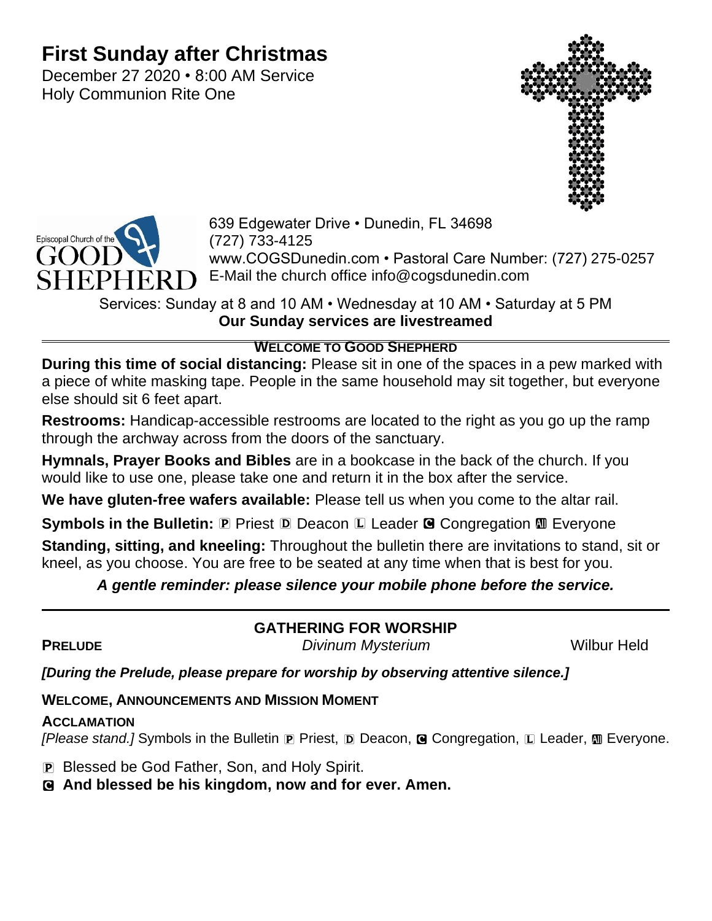# First Sunday after Christmas

December 27 2020 • 8:00 AM Service
Holy Communion Rite One

Episcopal Church of the GOOD SHEPHERD

639 Edgewater Drive • Dunedin, FL 34698
(727) 733-4125
www.COGSDunedin.com • Pastoral Care Number: (727) 275-0257
E-Mail the church office info@cogsdunedin.com

Services: Sunday at 8 and 10 AM • Wednesday at 10 AM • Saturday at 5 PM
**Our Sunday services are livestreamed**

## WELCOME TO GOOD SHEPHERD

**During this time of social distancing:** Please sit in one of the spaces in a pew marked with a piece of white masking tape. People in the same household may sit together, but everyone else should sit 6 feet apart.

**Restrooms:** Handicap-accessible restrooms are located to the right as you go up the ramp through the archway across from the doors of the sanctuary.

**Hymnals, Prayer Books and Bibles** are in a bookcase in the back of the church. If you would like to use one, please take one and return it in the box after the service.

**We have gluten-free wafers available:** Please tell us when you come to the altar rail.

**Symbols in the Bulletin:** Ⓟ Priest Ⓓ Deacon Ⓛ Leader Ⓒ Congregation Ⓐ Everyone

**Standing, sitting, and kneeling:** Throughout the bulletin there are invitations to stand, sit or kneel, as you choose. You are free to be seated at any time when that is best for you.

***A gentle reminder: please silence your mobile phone before the service.***

## GATHERING FOR WORSHIP

**PRELUDE** *Divinum Mysterium* Wilbur Held

***[During the Prelude, please prepare for worship by observing attentive silence.]***

**WELCOME, ANNOUNCEMENTS AND MISSION MOMENT**

**ACCLAMATION**

*[Please stand.]* Symbols in the Bulletin Ⓟ Priest, Ⓓ Deacon, Ⓒ Congregation, Ⓛ Leader, Ⓐ Everyone.

Ⓟ Blessed be God Father, Son, and Holy Spirit.

Ⓒ **And blessed be his kingdom, now and for ever. Amen.**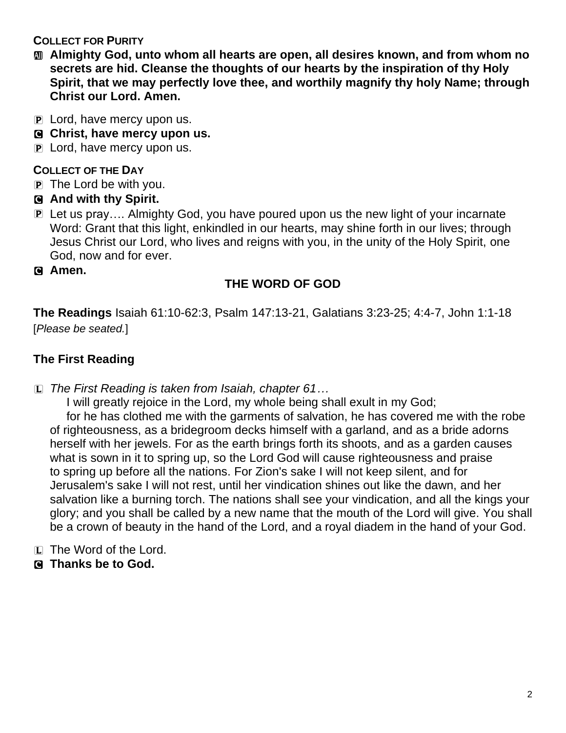**COLLECT FOR PURITY**

Ⓐ **Almighty God, unto whom all hearts are open, all desires known, and from whom no secrets are hid. Cleanse the thoughts of our hearts by the inspiration of thy Holy Spirit, that we may perfectly love thee, and worthily magnify thy holy Name; through Christ our Lord. Amen.**

Ⓟ Lord, have mercy upon us.

Ⓒ **Christ, have mercy upon us.**

Ⓟ Lord, have mercy upon us.

**COLLECT OF THE DAY**

Ⓟ The Lord be with you.

Ⓒ **And with thy Spirit.**

Ⓟ Let us pray…. Almighty God, you have poured upon us the new light of your incarnate Word: Grant that this light, enkindled in our hearts, may shine forth in our lives; through Jesus Christ our Lord, who lives and reigns with you, in the unity of the Holy Spirit, one God, now and for ever.

Ⓒ **Amen.**

## THE WORD OF GOD

**The Readings** Isaiah 61:10-62:3, Psalm 147:13-21, Galatians 3:23-25; 4:4-7, John 1:1-18
[*Please be seated.*]

### The First Reading

Ⓛ *The First Reading is taken from Isaiah, chapter 61…*

I will greatly rejoice in the Lord, my whole being shall exult in my God;

for he has clothed me with the garments of salvation, he has covered me with the robe of righteousness, as a bridegroom decks himself with a garland, and as a bride adorns herself with her jewels. For as the earth brings forth its shoots, and as a garden causes what is sown in it to spring up, so the Lord God will cause righteousness and praise to spring up before all the nations. For Zion's sake I will not keep silent, and for Jerusalem's sake I will not rest, until her vindication shines out like the dawn, and her salvation like a burning torch. The nations shall see your vindication, and all the kings your glory; and you shall be called by a new name that the mouth of the Lord will give. You shall be a crown of beauty in the hand of the Lord, and a royal diadem in the hand of your God.

Ⓛ The Word of the Lord.

Ⓒ **Thanks be to God.**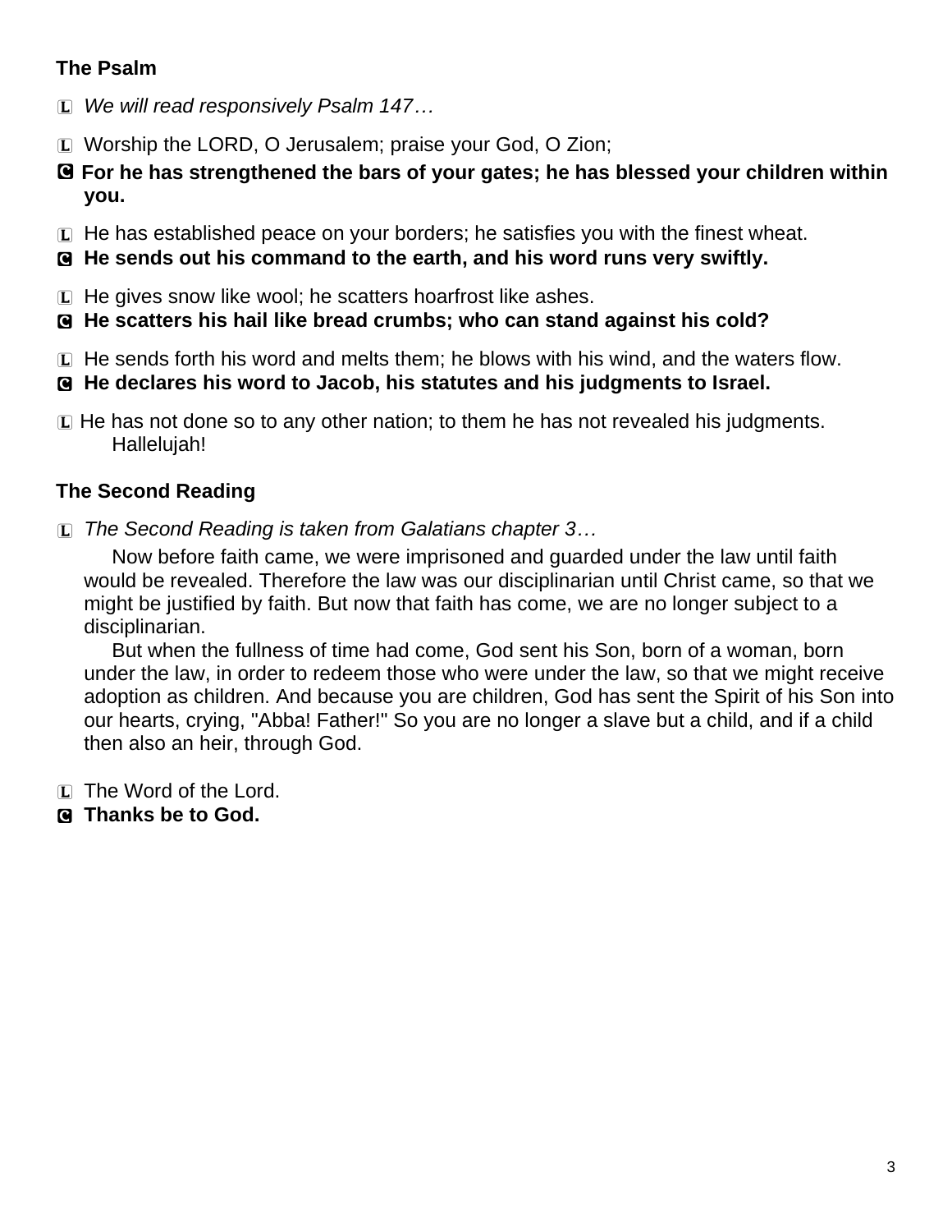### The Psalm

L *We will read responsively Psalm 147…*

L Worship the LORD, O Jerusalem; praise your God, O Zion;

**C For he has strengthened the bars of your gates; he has blessed your children within you.**

L He has established peace on your borders; he satisfies you with the finest wheat.

**C He sends out his command to the earth, and his word runs very swiftly.**

L He gives snow like wool; he scatters hoarfrost like ashes.

**C He scatters his hail like bread crumbs; who can stand against his cold?**

L He sends forth his word and melts them; he blows with his wind, and the waters flow.

**C He declares his word to Jacob, his statutes and his judgments to Israel.**

L He has not done so to any other nation; to them he has not revealed his judgments. Hallelujah!

### The Second Reading

L *The Second Reading is taken from Galatians chapter 3…*

Now before faith came, we were imprisoned and guarded under the law until faith would be revealed. Therefore the law was our disciplinarian until Christ came, so that we might be justified by faith. But now that faith has come, we are no longer subject to a disciplinarian.

But when the fullness of time had come, God sent his Son, born of a woman, born under the law, in order to redeem those who were under the law, so that we might receive adoption as children. And because you are children, God has sent the Spirit of his Son into our hearts, crying, "Abba! Father!" So you are no longer a slave but a child, and if a child then also an heir, through God.

L The Word of the Lord.

**C Thanks be to God.**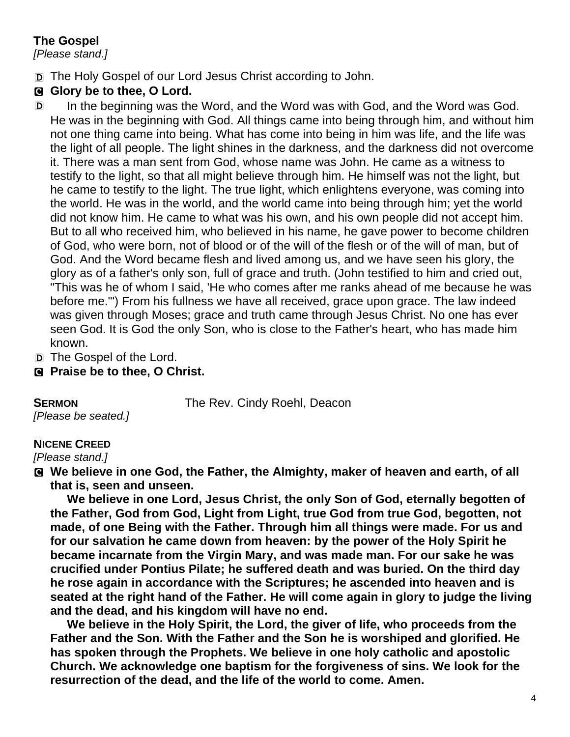**The Gospel**
*[Please stand.]*

D The Holy Gospel of our Lord Jesus Christ according to John.

C **Glory be to thee, O Lord.**

D In the beginning was the Word, and the Word was with God, and the Word was God. He was in the beginning with God. All things came into being through him, and without him not one thing came into being. What has come into being in him was life, and the life was the light of all people. The light shines in the darkness, and the darkness did not overcome it. There was a man sent from God, whose name was John. He came as a witness to testify to the light, so that all might believe through him. He himself was not the light, but he came to testify to the light. The true light, which enlightens everyone, was coming into the world. He was in the world, and the world came into being through him; yet the world did not know him. He came to what was his own, and his own people did not accept him. But to all who received him, who believed in his name, he gave power to become children of God, who were born, not of blood or of the will of the flesh or of the will of man, but of God. And the Word became flesh and lived among us, and we have seen his glory, the glory as of a father's only son, full of grace and truth. (John testified to him and cried out, "This was he of whom I said, 'He who comes after me ranks ahead of me because he was before me.'") From his fullness we have all received, grace upon grace. The law indeed was given through Moses; grace and truth came through Jesus Christ. No one has ever seen God. It is God the only Son, who is close to the Father's heart, who has made him known.

D The Gospel of the Lord.

C **Praise be to thee, O Christ.**

**SERMON** The Rev. Cindy Roehl, Deacon
*[Please be seated.]*

**NICENE CREED**
*[Please stand.]*

C **We believe in one God, the Father, the Almighty, maker of heaven and earth, of all that is, seen and unseen.**

**We believe in one Lord, Jesus Christ, the only Son of God, eternally begotten of the Father, God from God, Light from Light, true God from true God, begotten, not made, of one Being with the Father. Through him all things were made. For us and for our salvation he came down from heaven: by the power of the Holy Spirit he became incarnate from the Virgin Mary, and was made man. For our sake he was crucified under Pontius Pilate; he suffered death and was buried. On the third day he rose again in accordance with the Scriptures; he ascended into heaven and is seated at the right hand of the Father. He will come again in glory to judge the living and the dead, and his kingdom will have no end.**

**We believe in the Holy Spirit, the Lord, the giver of life, who proceeds from the Father and the Son. With the Father and the Son he is worshiped and glorified. He has spoken through the Prophets. We believe in one holy catholic and apostolic Church. We acknowledge one baptism for the forgiveness of sins. We look for the resurrection of the dead, and the life of the world to come. Amen.**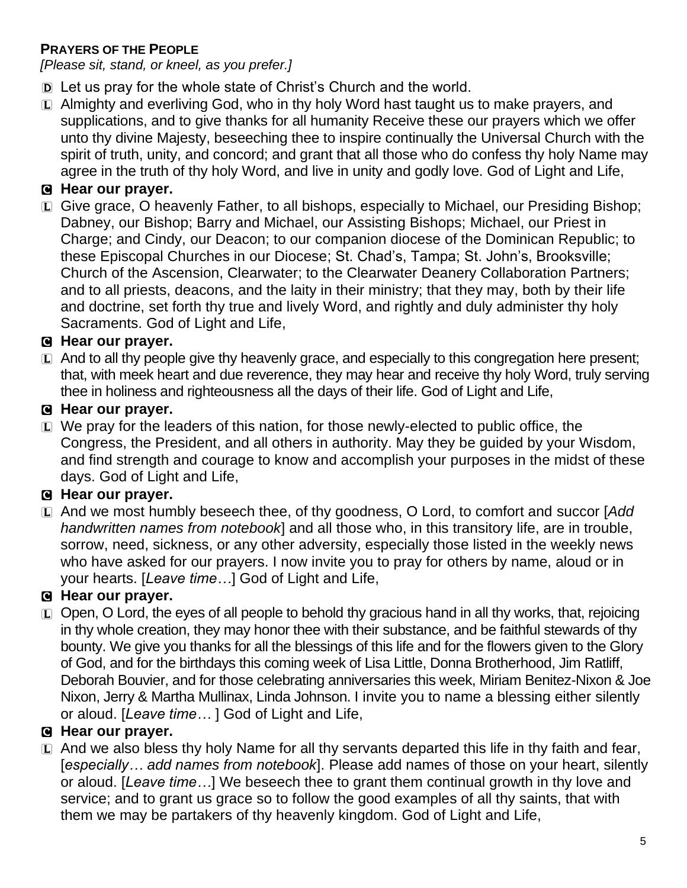**PRAYERS OF THE PEOPLE**

*[Please sit, stand, or kneel, as you prefer.]*

D Let us pray for the whole state of Christ's Church and the world.

L Almighty and everliving God, who in thy holy Word hast taught us to make prayers, and supplications, and to give thanks for all humanity Receive these our prayers which we offer unto thy divine Majesty, beseeching thee to inspire continually the Universal Church with the spirit of truth, unity, and concord; and grant that all those who do confess thy holy Name may agree in the truth of thy holy Word, and live in unity and godly love. God of Light and Life,

**C Hear our prayer.**

L Give grace, O heavenly Father, to all bishops, especially to Michael, our Presiding Bishop; Dabney, our Bishop; Barry and Michael, our Assisting Bishops; Michael, our Priest in Charge; and Cindy, our Deacon; to our companion diocese of the Dominican Republic; to these Episcopal Churches in our Diocese; St. Chad's, Tampa; St. John's, Brooksville; Church of the Ascension, Clearwater; to the Clearwater Deanery Collaboration Partners; and to all priests, deacons, and the laity in their ministry; that they may, both by their life and doctrine, set forth thy true and lively Word, and rightly and duly administer thy holy Sacraments. God of Light and Life,

**C Hear our prayer.**

L And to all thy people give thy heavenly grace, and especially to this congregation here present; that, with meek heart and due reverence, they may hear and receive thy holy Word, truly serving thee in holiness and righteousness all the days of their life. God of Light and Life,

**C Hear our prayer.**

L We pray for the leaders of this nation, for those newly-elected to public office, the Congress, the President, and all others in authority. May they be guided by your Wisdom, and find strength and courage to know and accomplish your purposes in the midst of these days. God of Light and Life,

**C Hear our prayer.**

L And we most humbly beseech thee, of thy goodness, O Lord, to comfort and succor [*Add handwritten names from notebook*] and all those who, in this transitory life, are in trouble, sorrow, need, sickness, or any other adversity, especially those listed in the weekly news who have asked for our prayers. I now invite you to pray for others by name, aloud or in your hearts. [*Leave time…*] God of Light and Life,

**C Hear our prayer.**

L Open, O Lord, the eyes of all people to behold thy gracious hand in all thy works, that, rejoicing in thy whole creation, they may honor thee with their substance, and be faithful stewards of thy bounty. We give you thanks for all the blessings of this life and for the flowers given to the Glory of God, and for the birthdays this coming week of Lisa Little, Donna Brotherhood, Jim Ratliff, Deborah Bouvier, and for those celebrating anniversaries this week, Miriam Benitez-Nixon & Joe Nixon, Jerry & Martha Mullinax, Linda Johnson. I invite you to name a blessing either silently or aloud. [*Leave time…* ] God of Light and Life,

**C Hear our prayer.**

L And we also bless thy holy Name for all thy servants departed this life in thy faith and fear, [*especially… add names from notebook*]. Please add names of those on your heart, silently or aloud. [*Leave time…*] We beseech thee to grant them continual growth in thy love and service; and to grant us grace so to follow the good examples of all thy saints, that with them we may be partakers of thy heavenly kingdom. God of Light and Life,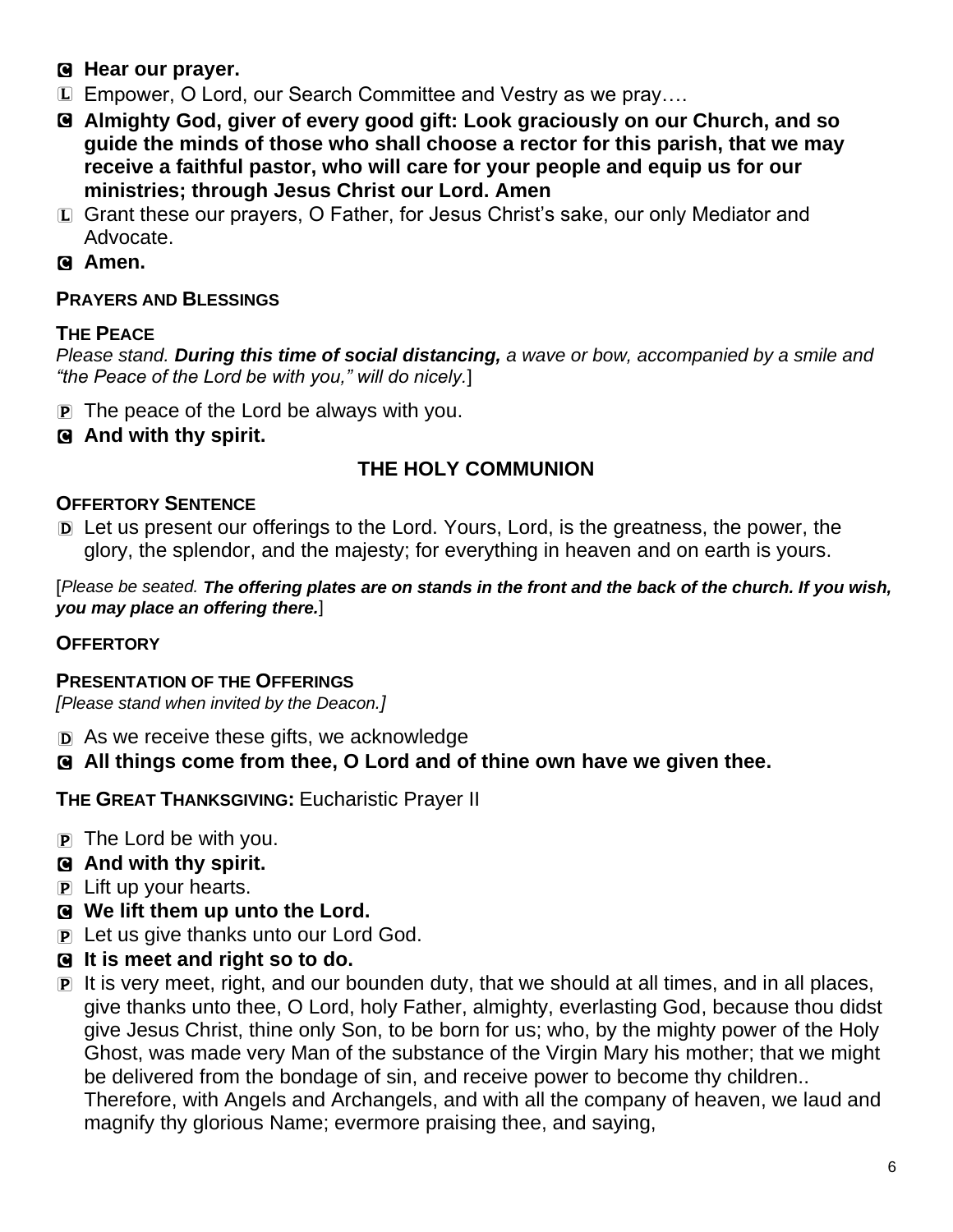C **Hear our prayer.**

L Empower, O Lord, our Search Committee and Vestry as we pray….

C **Almighty God, giver of every good gift: Look graciously on our Church, and so guide the minds of those who shall choose a rector for this parish, that we may receive a faithful pastor, who will care for your people and equip us for our ministries; through Jesus Christ our Lord. Amen**

L Grant these our prayers, O Father, for Jesus Christ's sake, our only Mediator and Advocate.

C **Amen.**

**PRAYERS AND BLESSINGS**

**THE PEACE**

*Please stand.* ***During this time of social distancing,*** *a wave or bow, accompanied by a smile and "the Peace of the Lord be with you," will do nicely.*]

P The peace of the Lord be always with you.

C **And with thy spirit.**

## THE HOLY COMMUNION

**OFFERTORY SENTENCE**

D Let us present our offerings to the Lord. Yours, Lord, is the greatness, the power, the glory, the splendor, and the majesty; for everything in heaven and on earth is yours.

[*Please be seated.* ***The offering plates are on stands in the front and the back of the church. If you wish, you may place an offering there.***]

**OFFERTORY**

**PRESENTATION OF THE OFFERINGS**

*[Please stand when invited by the Deacon.]*

D As we receive these gifts, we acknowledge

C **All things come from thee, O Lord and of thine own have we given thee.**

**THE GREAT THANKSGIVING:** Eucharistic Prayer II

P The Lord be with you.

C **And with thy spirit.**

P Lift up your hearts.

C **We lift them up unto the Lord.**

P Let us give thanks unto our Lord God.

C **It is meet and right so to do.**

P It is very meet, right, and our bounden duty, that we should at all times, and in all places, give thanks unto thee, O Lord, holy Father, almighty, everlasting God, because thou didst give Jesus Christ, thine only Son, to be born for us; who, by the mighty power of the Holy Ghost, was made very Man of the substance of the Virgin Mary his mother; that we might be delivered from the bondage of sin, and receive power to become thy children.. Therefore, with Angels and Archangels, and with all the company of heaven, we laud and magnify thy glorious Name; evermore praising thee, and saying,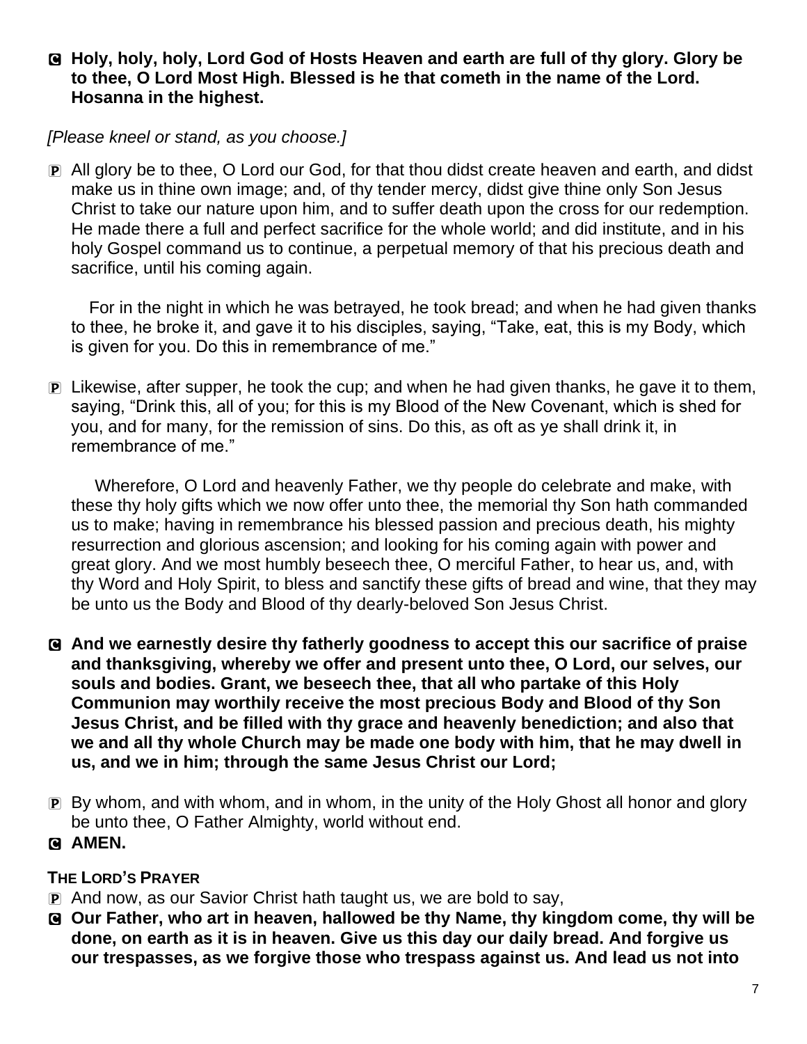C **Holy, holy, holy, Lord God of Hosts Heaven and earth are full of thy glory. Glory be to thee, O Lord Most High. Blessed is he that cometh in the name of the Lord. Hosanna in the highest.**

*[Please kneel or stand, as you choose.]*

P All glory be to thee, O Lord our God, for that thou didst create heaven and earth, and didst make us in thine own image; and, of thy tender mercy, didst give thine only Son Jesus Christ to take our nature upon him, and to suffer death upon the cross for our redemption. He made there a full and perfect sacrifice for the whole world; and did institute, and in his holy Gospel command us to continue, a perpetual memory of that his precious death and sacrifice, until his coming again.

For in the night in which he was betrayed, he took bread; and when he had given thanks to thee, he broke it, and gave it to his disciples, saying, "Take, eat, this is my Body, which is given for you. Do this in remembrance of me."

P Likewise, after supper, he took the cup; and when he had given thanks, he gave it to them, saying, "Drink this, all of you; for this is my Blood of the New Covenant, which is shed for you, and for many, for the remission of sins. Do this, as oft as ye shall drink it, in remembrance of me."

Wherefore, O Lord and heavenly Father, we thy people do celebrate and make, with these thy holy gifts which we now offer unto thee, the memorial thy Son hath commanded us to make; having in remembrance his blessed passion and precious death, his mighty resurrection and glorious ascension; and looking for his coming again with power and great glory. And we most humbly beseech thee, O merciful Father, to hear us, and, with thy Word and Holy Spirit, to bless and sanctify these gifts of bread and wine, that they may be unto us the Body and Blood of thy dearly-beloved Son Jesus Christ.

C **And we earnestly desire thy fatherly goodness to accept this our sacrifice of praise and thanksgiving, whereby we offer and present unto thee, O Lord, our selves, our souls and bodies. Grant, we beseech thee, that all who partake of this Holy Communion may worthily receive the most precious Body and Blood of thy Son Jesus Christ, and be filled with thy grace and heavenly benediction; and also that we and all thy whole Church may be made one body with him, that he may dwell in us, and we in him; through the same Jesus Christ our Lord;**

P By whom, and with whom, and in whom, in the unity of the Holy Ghost all honor and glory be unto thee, O Father Almighty, world without end.

C **AMEN.**

**THE LORD'S PRAYER**

P And now, as our Savior Christ hath taught us, we are bold to say,

C **Our Father, who art in heaven, hallowed be thy Name, thy kingdom come, thy will be done, on earth as it is in heaven. Give us this day our daily bread. And forgive us our trespasses, as we forgive those who trespass against us. And lead us not into**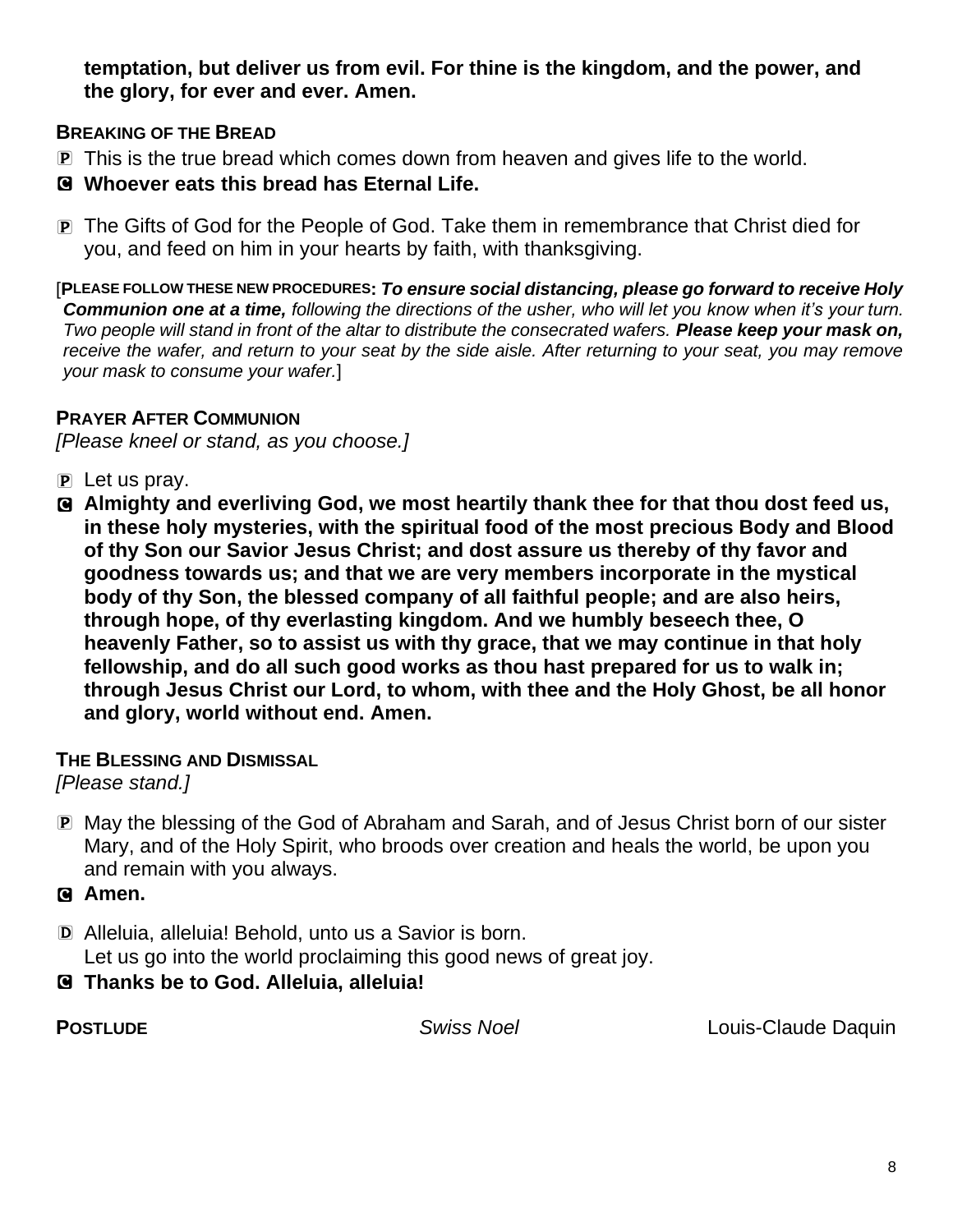**temptation, but deliver us from evil. For thine is the kingdom, and the power, and the glory, for ever and ever. Amen.**

**BREAKING OF THE BREAD**

P This is the true bread which comes down from heaven and gives life to the world.

C **Whoever eats this bread has Eternal Life.**

P The Gifts of God for the People of God. Take them in remembrance that Christ died for you, and feed on him in your hearts by faith, with thanksgiving.

[**PLEASE FOLLOW THESE NEW PROCEDURES:** ***To ensure social distancing, please go forward to receive Holy Communion one at a time,*** *following the directions of the usher, who will let you know when it's your turn. Two people will stand in front of the altar to distribute the consecrated wafers.* ***Please keep your mask on,*** *receive the wafer, and return to your seat by the side aisle. After returning to your seat, you may remove your mask to consume your wafer.*]

**PRAYER AFTER COMMUNION**

*[Please kneel or stand, as you choose.]*

P Let us pray.

C **Almighty and everliving God, we most heartily thank thee for that thou dost feed us, in these holy mysteries, with the spiritual food of the most precious Body and Blood of thy Son our Savior Jesus Christ; and dost assure us thereby of thy favor and goodness towards us; and that we are very members incorporate in the mystical body of thy Son, the blessed company of all faithful people; and are also heirs, through hope, of thy everlasting kingdom. And we humbly beseech thee, O heavenly Father, so to assist us with thy grace, that we may continue in that holy fellowship, and do all such good works as thou hast prepared for us to walk in; through Jesus Christ our Lord, to whom, with thee and the Holy Ghost, be all honor and glory, world without end. Amen.**

**THE BLESSING AND DISMISSAL**

*[Please stand.]*

P May the blessing of the God of Abraham and Sarah, and of Jesus Christ born of our sister Mary, and of the Holy Spirit, who broods over creation and heals the world, be upon you and remain with you always.

C **Amen.**

D Alleluia, alleluia! Behold, unto us a Savior is born.
Let us go into the world proclaiming this good news of great joy.

C **Thanks be to God. Alleluia, alleluia!**

**POSTLUDE** *Swiss Noel* Louis-Claude Daquin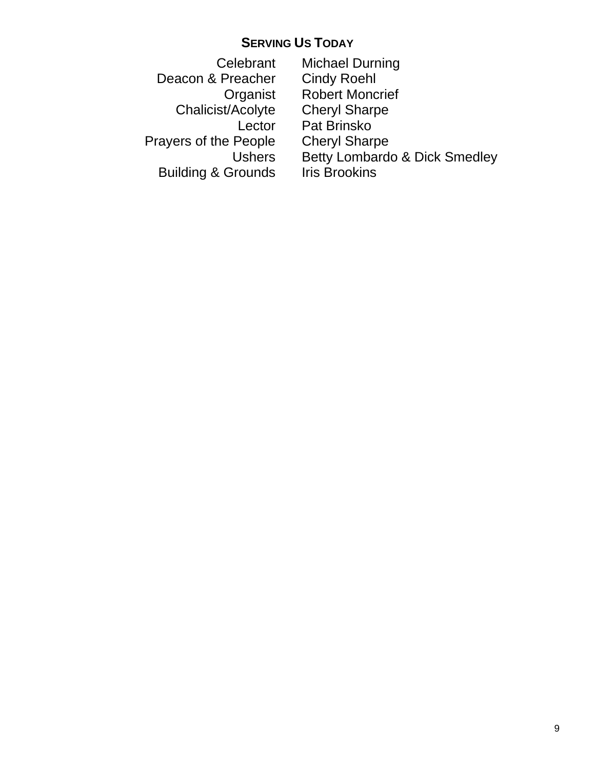## SERVING US TODAY

| | |
|---|---|
| Celebrant | Michael Durning |
| Deacon & Preacher | Cindy Roehl |
| Organist | Robert Moncrief |
| Chalicist/Acolyte | Cheryl Sharpe |
| Lector | Pat Brinsko |
| Prayers of the People | Cheryl Sharpe |
| Ushers | Betty Lombardo & Dick Smedley |
| Building & Grounds | Iris Brookins |